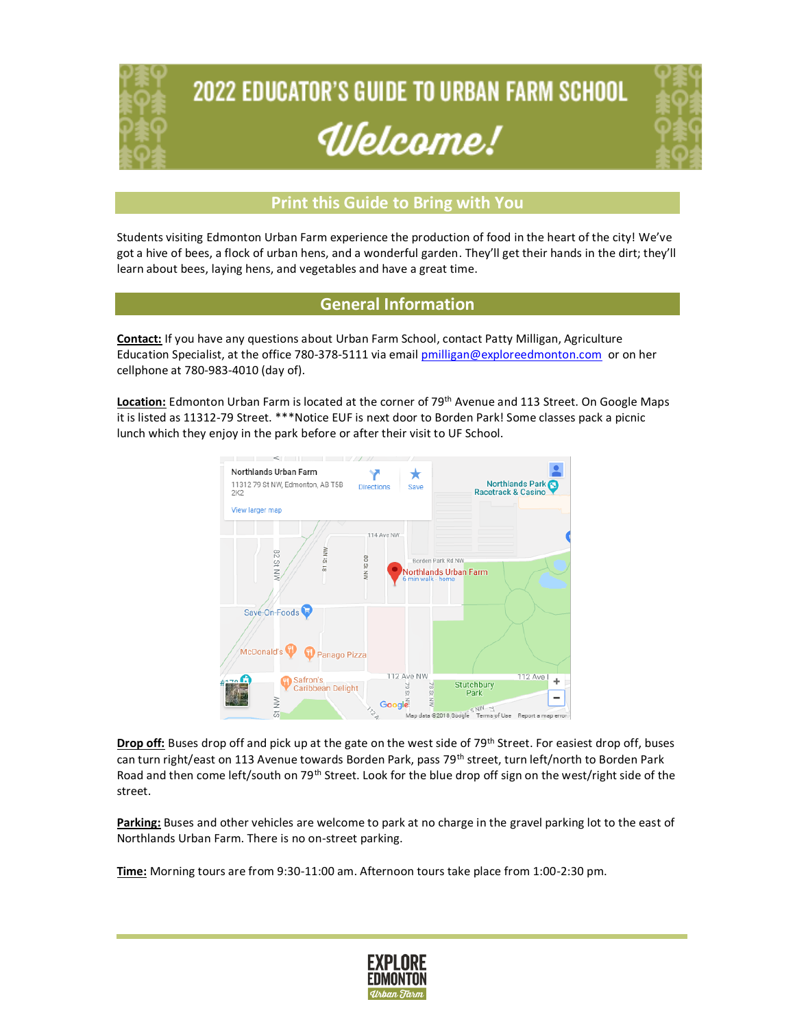# 2022 EDUCATOR'S GUIDE TO URBAN FARM SCHOOL

# Welcome!

## Print this Guide to Bring with You

Students visiting Edmonton Urban Farm experience the production of food in the heart of the city! We've got a hive of bees, a flock of urban hens, and a wonderful garden. They'll get their hands in the dirt; they'll learn about bees, laying hens, and vegetables and have a great time.

## General Information

**Contact:** If you have any questions about Urban Farm School, contact Patty Milligan, Agriculture Education Specialist, at the office 780-378-5111 via email pmilligan@exploreedmonton.com or on her cellphone at 780-983-4010 (day of).

**Location:** Edmonton Urban Farm is located at the corner of 79th Avenue and 113 Street. On Google Maps it is listed as 11312-79 Street. ***Notice EUF is next door to Borden Park! Some classes pack a picnic lunch which they enjoy in the park before or after their visit to UF School.

**Drop off:** Buses drop off and pick up at the gate on the west side of 79th Street. For easiest drop off, buses can turn right/east on 113 Avenue towards Borden Park, pass 79th street, turn left/north to Borden Park Road and then come left/south on 79th Street. Look for the blue drop off sign on the west/right side of the street.

**Parking:** Buses and other vehicles are welcome to park at no charge in the gravel parking lot to the east of Northlands Urban Farm. There is no on-street parking.

**Time:** Morning tours are from 9:30-11:00 am. Afternoon tours take place from 1:00-2:30 pm.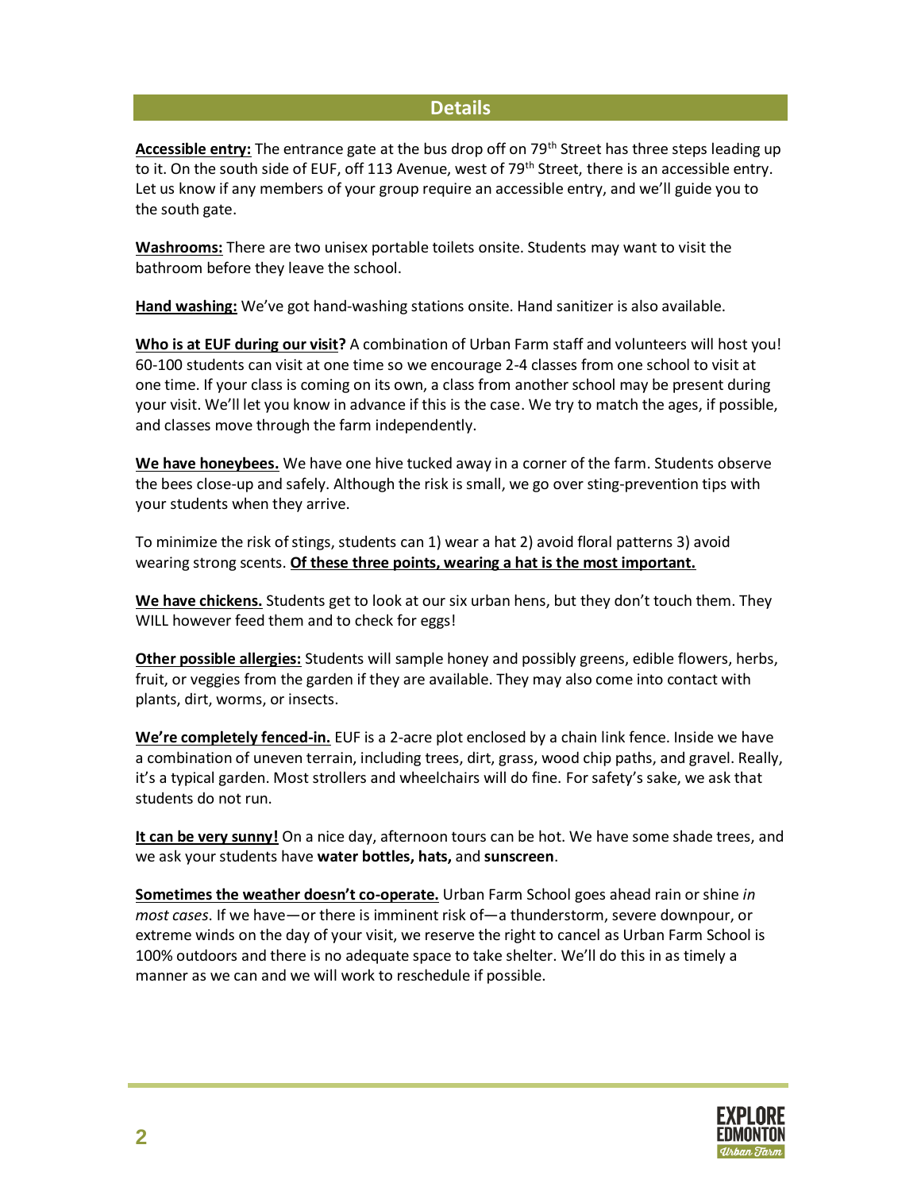## Details

**Accessible entry:** The entrance gate at the bus drop off on 79th Street has three steps leading up to it. On the south side of EUF, off 113 Avenue, west of 79th Street, there is an accessible entry. Let us know if any members of your group require an accessible entry, and we'll guide you to the south gate.

**Washrooms:** There are two unisex portable toilets onsite. Students may want to visit the bathroom before they leave the school.

**Hand washing:** We've got hand-washing stations onsite. Hand sanitizer is also available.

**Who is at EUF during our visit?** A combination of Urban Farm staff and volunteers will host you! 60-100 students can visit at one time so we encourage 2-4 classes from one school to visit at one time. If your class is coming on its own, a class from another school may be present during your visit. We'll let you know in advance if this is the case. We try to match the ages, if possible, and classes move through the farm independently.

**We have honeybees.** We have one hive tucked away in a corner of the farm. Students observe the bees close-up and safely. Although the risk is small, we go over sting-prevention tips with your students when they arrive.

To minimize the risk of stings, students can 1) wear a hat 2) avoid floral patterns 3) avoid wearing strong scents. **Of these three points, wearing a hat is the most important.**

**We have chickens.** Students get to look at our six urban hens, but they don't touch them. They WILL however feed them and to check for eggs!

**Other possible allergies:** Students will sample honey and possibly greens, edible flowers, herbs, fruit, or veggies from the garden if they are available. They may also come into contact with plants, dirt, worms, or insects.

**We're completely fenced-in.** EUF is a 2-acre plot enclosed by a chain link fence. Inside we have a combination of uneven terrain, including trees, dirt, grass, wood chip paths, and gravel. Really, it's a typical garden. Most strollers and wheelchairs will do fine. For safety's sake, we ask that students do not run.

**It can be very sunny!** On a nice day, afternoon tours can be hot. We have some shade trees, and we ask your students have **water bottles, hats,** and **sunscreen**.

**Sometimes the weather doesn't co-operate.** Urban Farm School goes ahead rain or shine *in most cases*. If we have—or there is imminent risk of—a thunderstorm, severe downpour, or extreme winds on the day of your visit, we reserve the right to cancel as Urban Farm School is 100% outdoors and there is no adequate space to take shelter. We'll do this in as timely a manner as we can and we will work to reschedule if possible.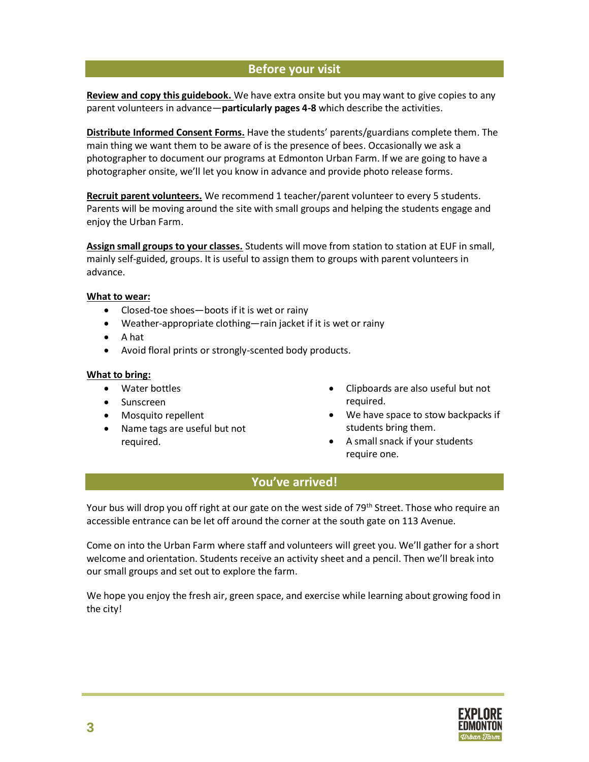## Before your visit

**Review and copy this guidebook.** We have extra onsite but you may want to give copies to any parent volunteers in advance—**particularly pages 4-8** which describe the activities.

**Distribute Informed Consent Forms.** Have the students' parents/guardians complete them. The main thing we want them to be aware of is the presence of bees. Occasionally we ask a photographer to document our programs at Edmonton Urban Farm. If we are going to have a photographer onsite, we'll let you know in advance and provide photo release forms.

**Recruit parent volunteers.** We recommend 1 teacher/parent volunteer to every 5 students. Parents will be moving around the site with small groups and helping the students engage and enjoy the Urban Farm.

**Assign small groups to your classes.** Students will move from station to station at EUF in small, mainly self-guided, groups. It is useful to assign them to groups with parent volunteers in advance.

**What to wear:**

- Closed-toe shoes—boots if it is wet or rainy
- Weather-appropriate clothing—rain jacket if it is wet or rainy
- A hat
- Avoid floral prints or strongly-scented body products.

**What to bring:**

- Water bottles
- Sunscreen
- Mosquito repellent
- Name tags are useful but not required.
- Clipboards are also useful but not required.
- We have space to stow backpacks if students bring them.
- A small snack if your students require one.

## You've arrived!

Your bus will drop you off right at our gate on the west side of 79th Street. Those who require an accessible entrance can be let off around the corner at the south gate on 113 Avenue.

Come on into the Urban Farm where staff and volunteers will greet you. We'll gather for a short welcome and orientation. Students receive an activity sheet and a pencil. Then we'll break into our small groups and set out to explore the farm.

We hope you enjoy the fresh air, green space, and exercise while learning about growing food in the city!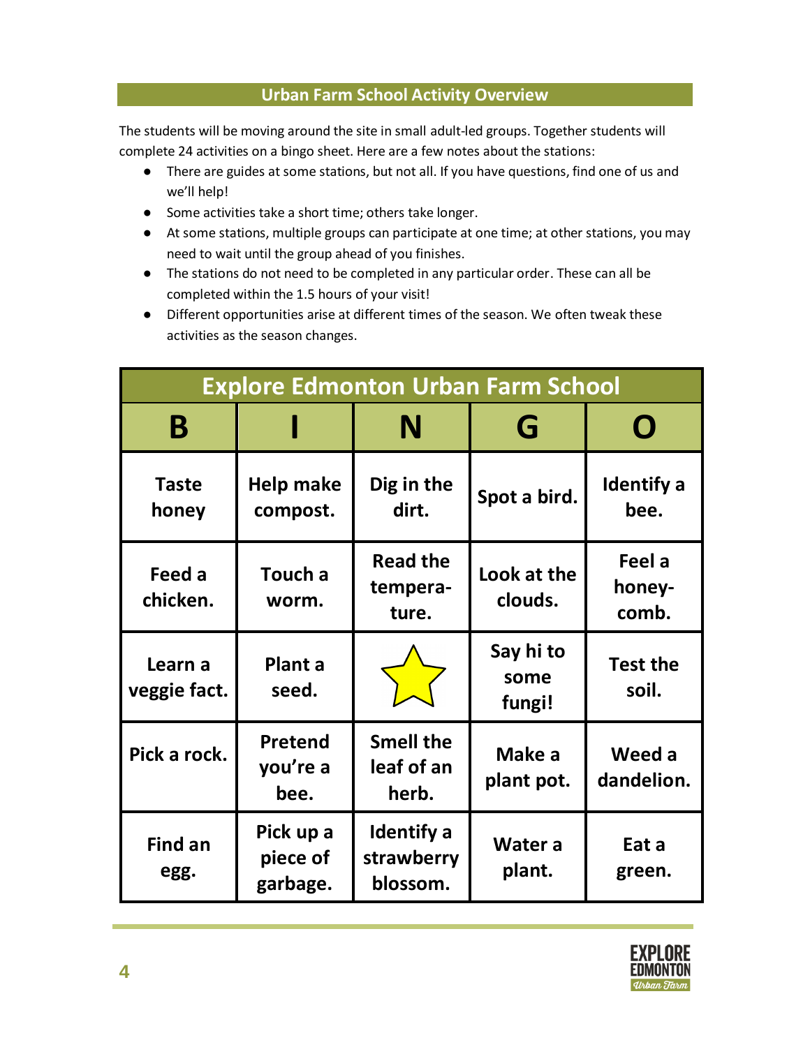## Urban Farm School Activity Overview

The students will be moving around the site in small adult-led groups. Together students will complete 24 activities on a bingo sheet. Here are a few notes about the stations:

- There are guides at some stations, but not all. If you have questions, find one of us and we'll help!
- Some activities take a short time; others take longer.
- At some stations, multiple groups can participate at one time; at other stations, you may need to wait until the group ahead of you finishes.
- The stations do not need to be completed in any particular order. These can all be completed within the 1.5 hours of your visit!
- Different opportunities arise at different times of the season. We often tweak these activities as the season changes.

| Explore Edmonton Urban Farm School | | | | |
|---|---|---|---|---|
| **B** | **I** | **N** | **G** | **O** |
| Taste honey | Help make compost. | Dig in the dirt. | Spot a bird. | Identify a bee. |
| Feed a chicken. | Touch a worm. | Read the tempera-ture. | Look at the clouds. | Feel a honey-comb. |
| Learn a veggie fact. | Plant a seed. | ★ | Say hi to some fungi! | Test the soil. |
| Pick a rock. | Pretend you're a bee. | Smell the leaf of an herb. | Make a plant pot. | Weed a dandelion. |
| Find an egg. | Pick up a piece of garbage. | Identify a strawberry blossom. | Water a plant. | Eat a green. |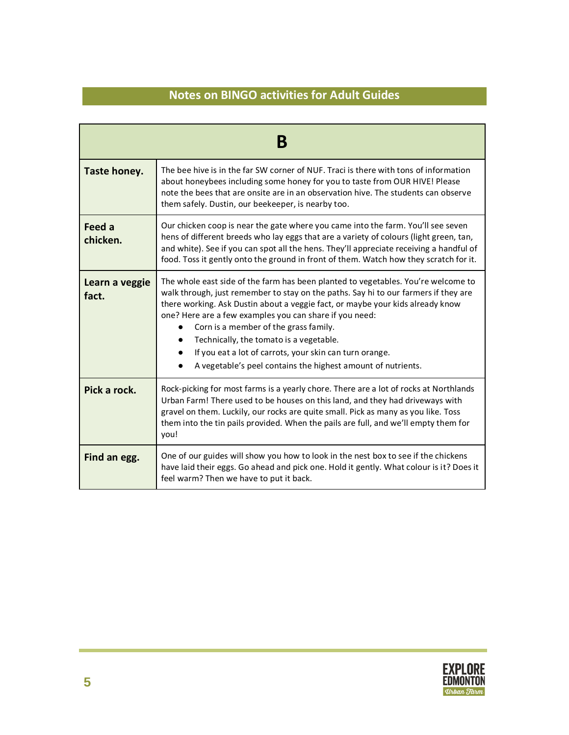## Notes on BINGO activities for Adult Guides

| B | |
|---|---|
| **Taste honey.** | The bee hive is in the far SW corner of NUF. Traci is there with tons of information about honeybees including some honey for you to taste from OUR HIVE! Please note the bees that are onsite are in an observation hive. The students can observe them safely. Dustin, our beekeeper, is nearby too. |
| **Feed a chicken.** | Our chicken coop is near the gate where you came into the farm. You'll see seven hens of different breeds who lay eggs that are a variety of colours (light green, tan, and white). See if you can spot all the hens. They'll appreciate receiving a handful of food. Toss it gently onto the ground in front of them. Watch how they scratch for it. |
| **Learn a veggie fact.** | The whole east side of the farm has been planted to vegetables. You're welcome to walk through, just remember to stay on the paths. Say hi to our farmers if they are there working. Ask Dustin about a veggie fact, or maybe your kids already know one? Here are a few examples you can share if you need:<br>● Corn is a member of the grass family.<br>● Technically, the tomato is a vegetable.<br>● If you eat a lot of carrots, your skin can turn orange.<br>● A vegetable's peel contains the highest amount of nutrients. |
| **Pick a rock.** | Rock-picking for most farms is a yearly chore. There are a lot of rocks at Northlands Urban Farm! There used to be houses on this land, and they had driveways with gravel on them. Luckily, our rocks are quite small. Pick as many as you like. Toss them into the tin pails provided. When the pails are full, and we'll empty them for you! |
| **Find an egg.** | One of our guides will show you how to look in the nest box to see if the chickens have laid their eggs. Go ahead and pick one. Hold it gently. What colour is it? Does it feel warm? Then we have to put it back. |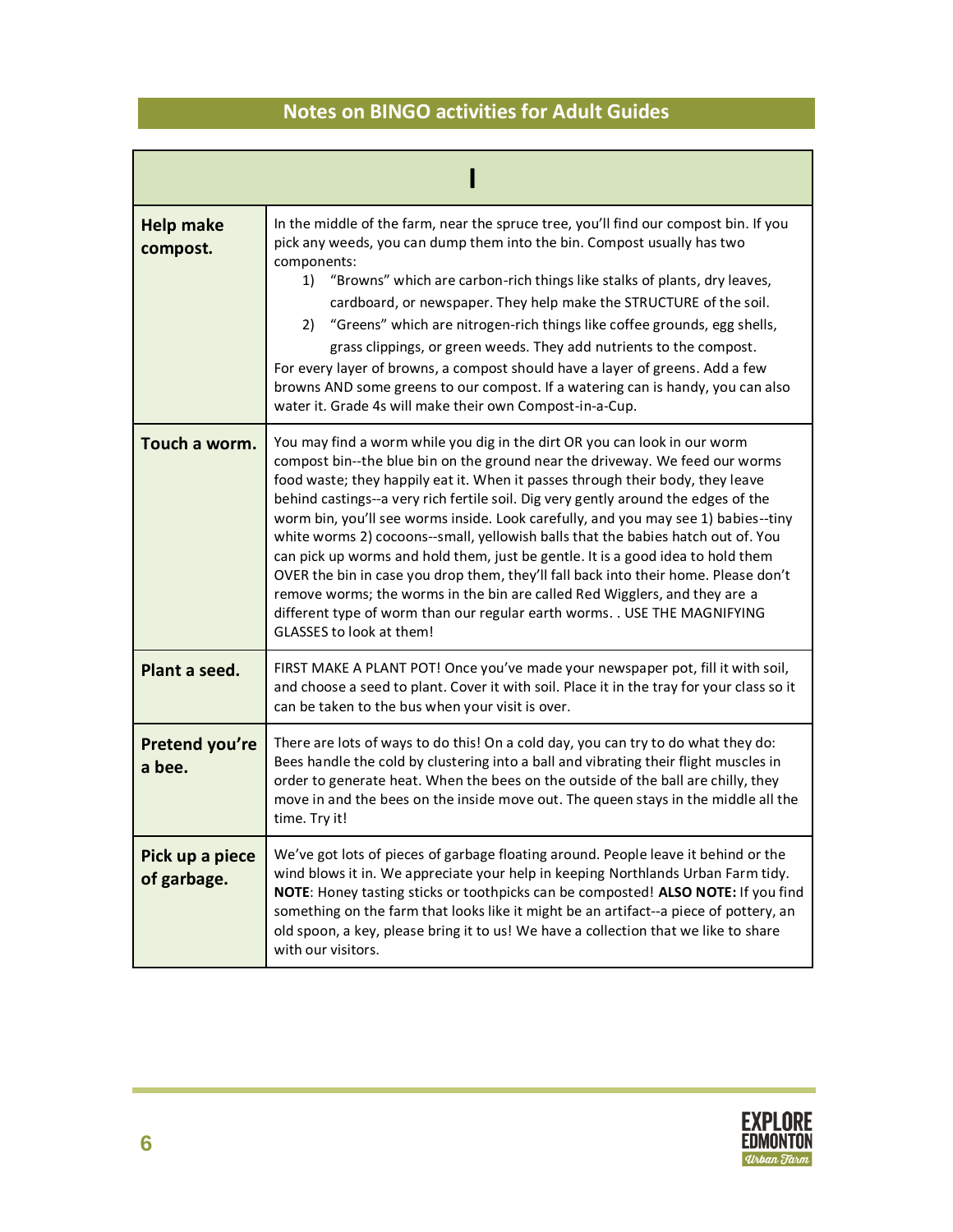## Notes on BINGO activities for Adult Guides

| I | |
|---|---|
| **Help make compost.** | In the middle of the farm, near the spruce tree, you'll find our compost bin. If you pick any weeds, you can dump them into the bin. Compost usually has two components:<br>1) "Browns" which are carbon-rich things like stalks of plants, dry leaves, cardboard, or newspaper. They help make the STRUCTURE of the soil.<br>2) "Greens" which are nitrogen-rich things like coffee grounds, egg shells, grass clippings, or green weeds. They add nutrients to the compost.<br>For every layer of browns, a compost should have a layer of greens. Add a few browns AND some greens to our compost. If a watering can is handy, you can also water it. Grade 4s will make their own Compost-in-a-Cup. |
| **Touch a worm.** | You may find a worm while you dig in the dirt OR you can look in our worm compost bin--the blue bin on the ground near the driveway. We feed our worms food waste; they happily eat it. When it passes through their body, they leave behind castings--a very rich fertile soil. Dig very gently around the edges of the worm bin, you'll see worms inside. Look carefully, and you may see 1) babies--tiny white worms 2) cocoons--small, yellowish balls that the babies hatch out of. You can pick up worms and hold them, just be gentle. It is a good idea to hold them OVER the bin in case you drop them, they'll fall back into their home. Please don't remove worms; the worms in the bin are called Red Wigglers, and they are a different type of worm than our regular earth worms. . USE THE MAGNIFYING GLASSES to look at them! |
| **Plant a seed.** | FIRST MAKE A PLANT POT! Once you've made your newspaper pot, fill it with soil, and choose a seed to plant. Cover it with soil. Place it in the tray for your class so it can be taken to the bus when your visit is over. |
| **Pretend you're a bee.** | There are lots of ways to do this! On a cold day, you can try to do what they do: Bees handle the cold by clustering into a ball and vibrating their flight muscles in order to generate heat. When the bees on the outside of the ball are chilly, they move in and the bees on the inside move out. The queen stays in the middle all the time. Try it! |
| **Pick up a piece of garbage.** | We've got lots of pieces of garbage floating around. People leave it behind or the wind blows it in. We appreciate your help in keeping Northlands Urban Farm tidy. **NOTE**: Honey tasting sticks or toothpicks can be composted! **ALSO NOTE:** If you find something on the farm that looks like it might be an artifact--a piece of pottery, an old spoon, a key, please bring it to us! We have a collection that we like to share with our visitors. |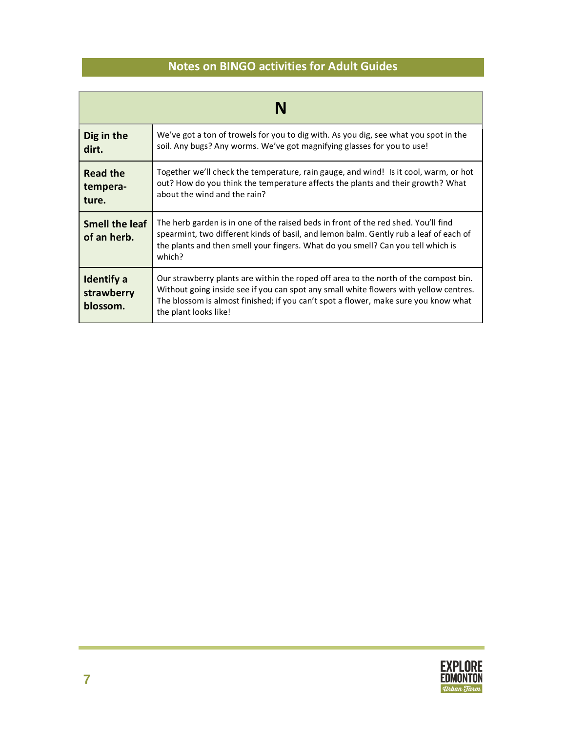## Notes on BINGO activities for Adult Guides

| N | |
|---|---|
| **Dig in the dirt.** | We've got a ton of trowels for you to dig with. As you dig, see what you spot in the soil. Any bugs? Any worms. We've got magnifying glasses for you to use! |
| **Read the tempera-ture.** | Together we'll check the temperature, rain gauge, and wind! Is it cool, warm, or hot out? How do you think the temperature affects the plants and their growth? What about the wind and the rain? |
| **Smell the leaf of an herb.** | The herb garden is in one of the raised beds in front of the red shed. You'll find spearmint, two different kinds of basil, and lemon balm. Gently rub a leaf of each of the plants and then smell your fingers. What do you smell? Can you tell which is which? |
| **Identify a strawberry blossom.** | Our strawberry plants are within the roped off area to the north of the compost bin. Without going inside see if you can spot any small white flowers with yellow centres. The blossom is almost finished; if you can't spot a flower, make sure you know what the plant looks like! |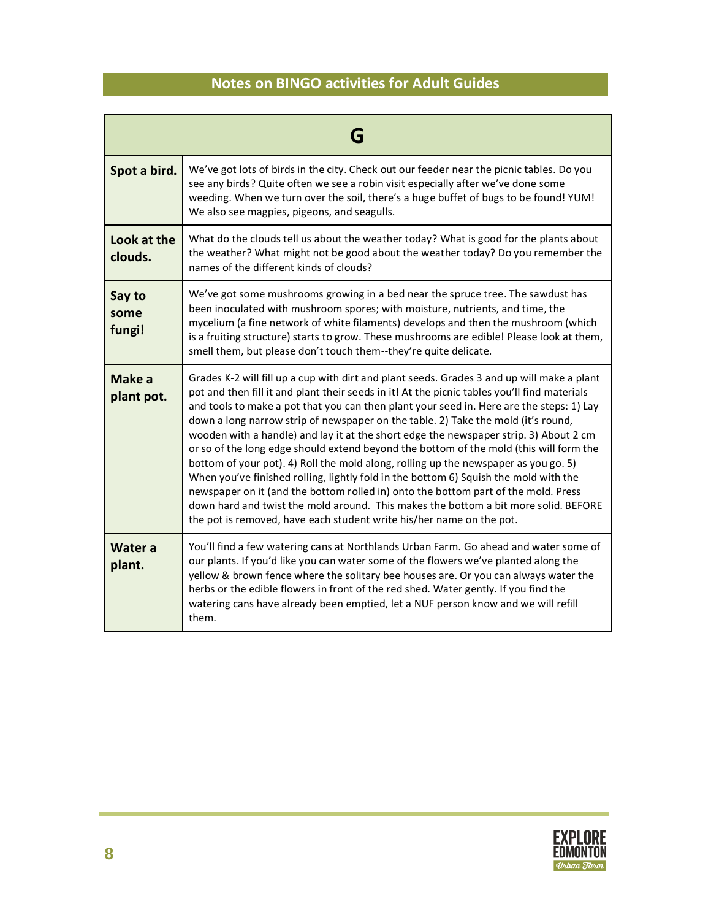## Notes on BINGO activities for Adult Guides

| G | |
|---|---|
| **Spot a bird.** | We've got lots of birds in the city. Check out our feeder near the picnic tables. Do you see any birds? Quite often we see a robin visit especially after we've done some weeding. When we turn over the soil, there's a huge buffet of bugs to be found! YUM! We also see magpies, pigeons, and seagulls. |
| **Look at the clouds.** | What do the clouds tell us about the weather today? What is good for the plants about the weather? What might not be good about the weather today? Do you remember the names of the different kinds of clouds? |
| **Say to some fungi!** | We've got some mushrooms growing in a bed near the spruce tree. The sawdust has been inoculated with mushroom spores; with moisture, nutrients, and time, the mycelium (a fine network of white filaments) develops and then the mushroom (which is a fruiting structure) starts to grow. These mushrooms are edible! Please look at them, smell them, but please don't touch them--they're quite delicate. |
| **Make a plant pot.** | Grades K-2 will fill up a cup with dirt and plant seeds. Grades 3 and up will make a plant pot and then fill it and plant their seeds in it! At the picnic tables you'll find materials and tools to make a pot that you can then plant your seed in. Here are the steps: 1) Lay down a long narrow strip of newspaper on the table. 2) Take the mold (it's round, wooden with a handle) and lay it at the short edge the newspaper strip. 3) About 2 cm or so of the long edge should extend beyond the bottom of the mold (this will form the bottom of your pot). 4) Roll the mold along, rolling up the newspaper as you go. 5) When you've finished rolling, lightly fold in the bottom 6) Squish the mold with the newspaper on it (and the bottom rolled in) onto the bottom part of the mold. Press down hard and twist the mold around. This makes the bottom a bit more solid. BEFORE the pot is removed, have each student write his/her name on the pot. |
| **Water a plant.** | You'll find a few watering cans at Northlands Urban Farm. Go ahead and water some of our plants. If you'd like you can water some of the flowers we've planted along the yellow & brown fence where the solitary bee houses are. Or you can always water the herbs or the edible flowers in front of the red shed. Water gently. If you find the watering cans have already been emptied, let a NUF person know and we will refill them. |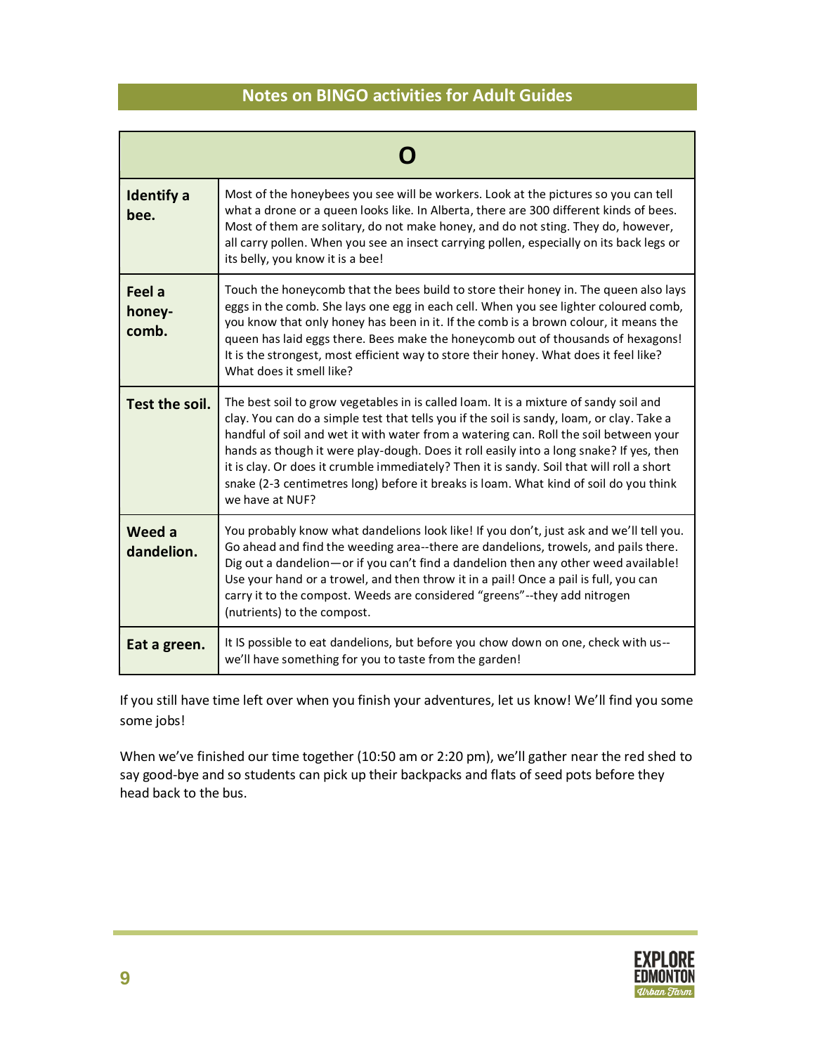## Notes on BINGO activities for Adult Guides

| O | |
|---|---|
| **Identify a bee.** | Most of the honeybees you see will be workers. Look at the pictures so you can tell what a drone or a queen looks like. In Alberta, there are 300 different kinds of bees. Most of them are solitary, do not make honey, and do not sting. They do, however, all carry pollen. When you see an insect carrying pollen, especially on its back legs or its belly, you know it is a bee! |
| **Feel a honey-comb.** | Touch the honeycomb that the bees build to store their honey in. The queen also lays eggs in the comb. She lays one egg in each cell. When you see lighter coloured comb, you know that only honey has been in it. If the comb is a brown colour, it means the queen has laid eggs there. Bees make the honeycomb out of thousands of hexagons! It is the strongest, most efficient way to store their honey. What does it feel like? What does it smell like? |
| **Test the soil.** | The best soil to grow vegetables in is called loam. It is a mixture of sandy soil and clay. You can do a simple test that tells you if the soil is sandy, loam, or clay. Take a handful of soil and wet it with water from a watering can. Roll the soil between your hands as though it were play-dough. Does it roll easily into a long snake? If yes, then it is clay. Or does it crumble immediately? Then it is sandy. Soil that will roll a short snake (2-3 centimetres long) before it breaks is loam. What kind of soil do you think we have at NUF? |
| **Weed a dandelion.** | You probably know what dandelions look like! If you don't, just ask and we'll tell you. Go ahead and find the weeding area--there are dandelions, trowels, and pails there. Dig out a dandelion—or if you can't find a dandelion then any other weed available! Use your hand or a trowel, and then throw it in a pail! Once a pail is full, you can carry it to the compost. Weeds are considered "greens"--they add nitrogen (nutrients) to the compost. |
| **Eat a green.** | It IS possible to eat dandelions, but before you chow down on one, check with us--we'll have something for you to taste from the garden! |

If you still have time left over when you finish your adventures, let us know! We'll find you some some jobs!

When we've finished our time together (10:50 am or 2:20 pm), we'll gather near the red shed to say good-bye and so students can pick up their backpacks and flats of seed pots before they head back to the bus.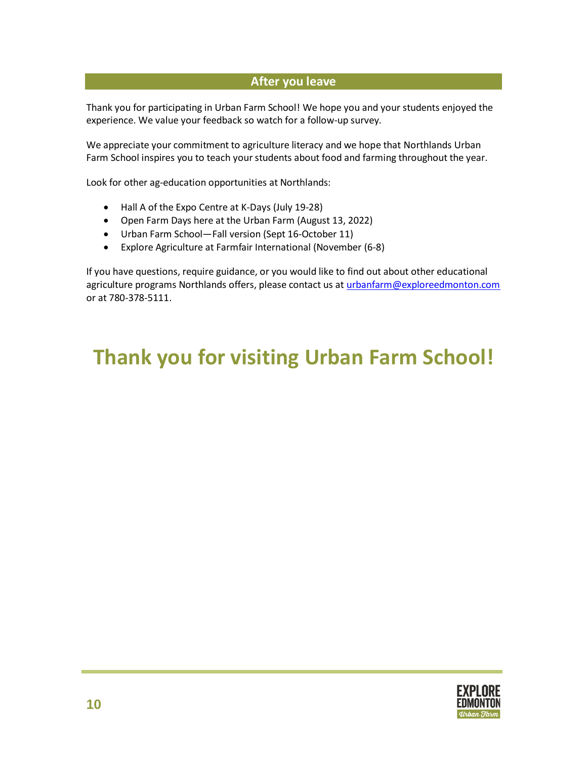## After you leave

Thank you for participating in Urban Farm School! We hope you and your students enjoyed the experience. We value your feedback so watch for a follow-up survey.

We appreciate your commitment to agriculture literacy and we hope that Northlands Urban Farm School inspires you to teach your students about food and farming throughout the year.

Look for other ag-education opportunities at Northlands:

- Hall A of the Expo Centre at K-Days (July 19-28)
- Open Farm Days here at the Urban Farm (August 13, 2022)
- Urban Farm School—Fall version (Sept 16-October 11)
- Explore Agriculture at Farmfair International (November (6-8)

If you have questions, require guidance, or you would like to find out about other educational agriculture programs Northlands offers, please contact us at urbanfarm@exploreedmonton.com or at 780-378-5111.

# Thank you for visiting Urban Farm School!